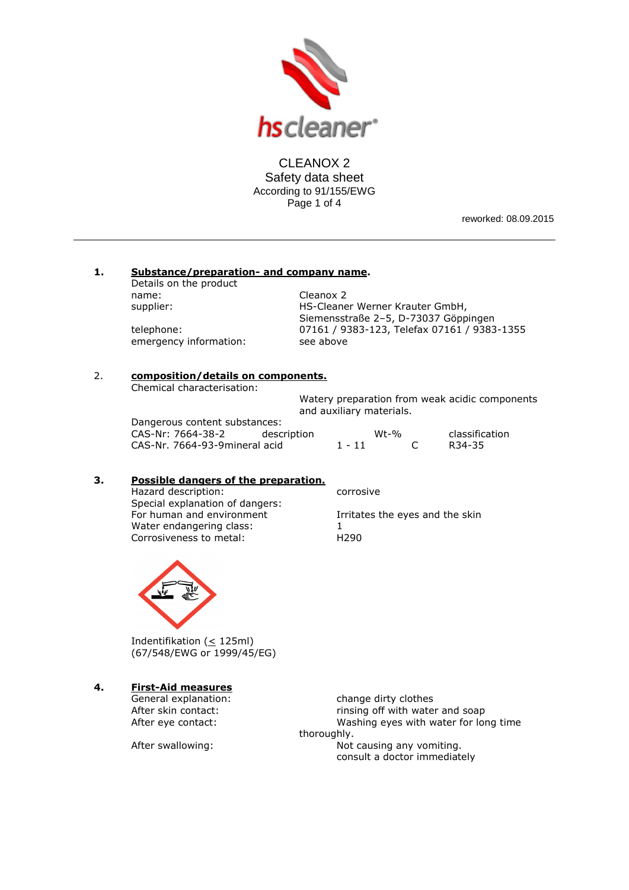# CLEANOX 2

Safety data sheet
According to 91/155/EWG

reworked: 08.09.2015

---

## 1. Substance/preparation- and company name.

Details on the product

| | |
|---|---|
| name: | Cleanox 2 |
| supplier: | HS-Cleaner Werner Krauter GmbH, Siemensstraße 2–5, D-73037 Göppingen |
| telephone: | 07161 / 9383-123, Telefax 07161 / 9383-1355 |
| emergency information: | see above |

## 2. composition/details on components.

Chemical characterisation:

Watery preparation from weak acidic components and auxiliary materials.

Dangerous content substances:

| CAS-Nr: 7664-38-2 | description | Wt-% | | classification |
|---|---|---|---|---|
| CAS-Nr. 7664-93-9 | mineral acid | 1 - 11 | C | R34-35 |

## 3. Possible dangers of the preparation.

| | |
|---|---|
| Hazard description: | corrosive |
| Special explanation of dangers: | |
| For human and environment | Irritates the eyes and the skin |
| Water endangering class: | 1 |
| Corrosiveness to metal: | H290 |

Indentifikation (≤ 125ml)
(67/548/EWG or 1999/45/EG)

## 4. First-Aid measures

| | |
|---|---|
| General explanation: | change dirty clothes |
| After skin contact: | rinsing off with water and soap |
| After eye contact: | Washing eyes with water for long time thoroughly. |
| After swallowing: | Not causing any vomiting. consult a doctor immediately |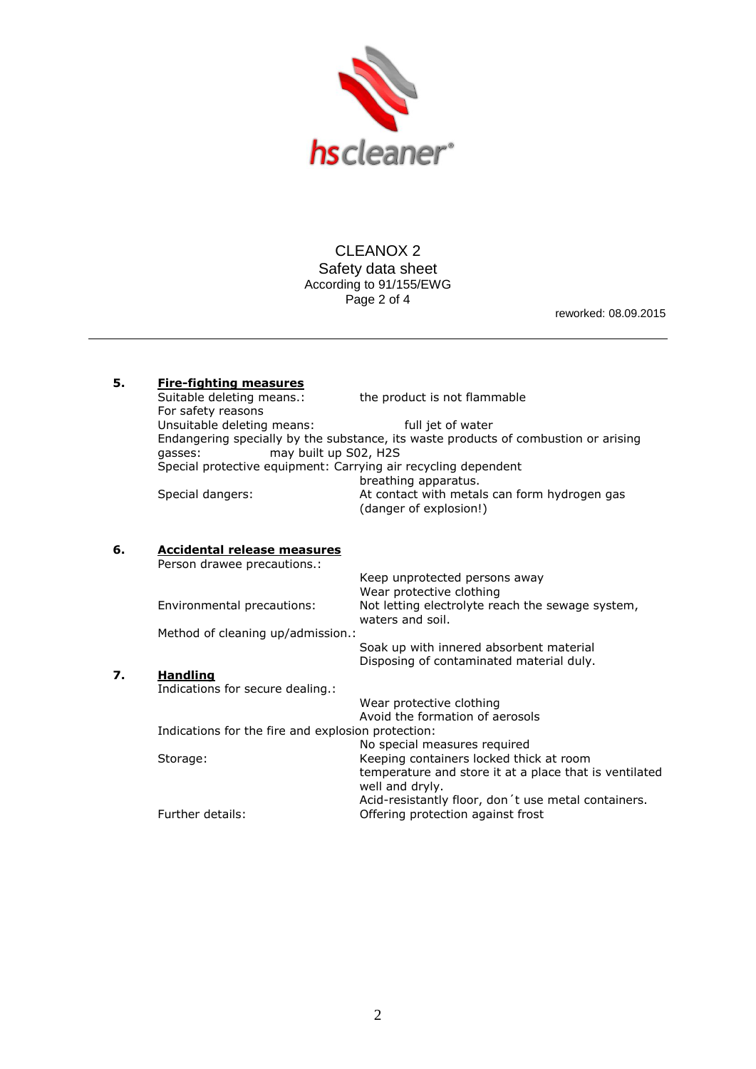CLEANOX 2
Safety data sheet
According to 91/155/EWG

reworked: 08.09.2015

---

## 5. Fire-fighting measures

| | |
|---|---|
| Suitable deleting means.: | the product is not flammable |
| For safety reasons | |
| Unsuitable deleting means: | full jet of water |

Endangering specially by the substance, its waste products of combustion or arising gasses: may built up S02, H2S

| | |
|---|---|
| Special protective equipment: | Carrying air recycling dependent breathing apparatus. |
| Special dangers: | At contact with metals can form hydrogen gas (danger of explosion!) |

## 6. Accidental release measures

| | |
|---|---|
| Person drawee precautions.: | Keep unprotected persons away<br>Wear protective clothing |
| Environmental precautions: | Not letting electrolyte reach the sewage system, waters and soil. |
| Method of cleaning up/admission.: | Soak up with innered absorbent material<br>Disposing of contaminated material duly. |

## 7. Handling

| | |
|---|---|
| Indications for secure dealing.: | Wear protective clothing<br>Avoid the formation of aerosols |
| Indications for the fire and explosion protection: | No special measures required |
| Storage: | Keeping containers locked thick at room temperature and store it at a place that is ventilated well and dryly.<br>Acid-resistantly floor, don´t use metal containers. |
| Further details: | Offering protection against frost |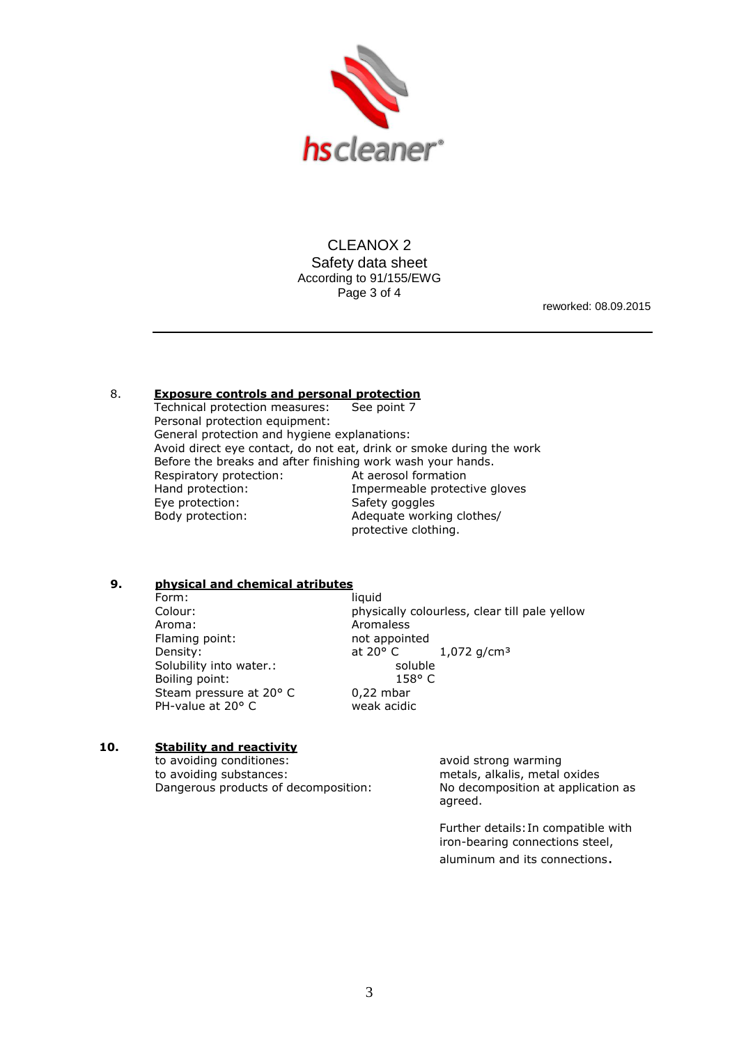CLEANOX 2

Safety data sheet

According to 91/155/EWG

reworked: 08.09.2015

## 8. Exposure controls and personal protection

Technical protection measures: See point 7

Personal protection equipment:

General protection and hygiene explanations:

Avoid direct eye contact, do not eat, drink or smoke during the work

Before the breaks and after finishing work wash your hands.

| | |
|---|---|
| Respiratory protection: | At aerosol formation |
| Hand protection: | Impermeable protective gloves |
| Eye protection: | Safety goggles |
| Body protection: | Adequate working clothes/ protective clothing. |

## 9. physical and chemical atributes

| | | |
|---|---|---|
| Form: | liquid | |
| Colour: | physically colourless, clear till pale yellow | |
| Aroma: | Aromaless | |
| Flaming point: | not appointed | |
| Density: | at 20° C | 1,072 g/cm³ |
| Solubility into water.: | soluble | |
| Boiling point: | 158° C | |
| Steam pressure at 20° C | 0,22 mbar | |
| PH-value at 20° C | weak acidic | |

## 10. Stability and reactivity

| | |
|---|---|
| to avoiding conditiones: | avoid strong warming |
| to avoiding substances: | metals, alkalis, metal oxides |
| Dangerous products of decomposition: | No decomposition at application as agreed. |

Further details: In compatible with iron-bearing connections steel, aluminum and its connections.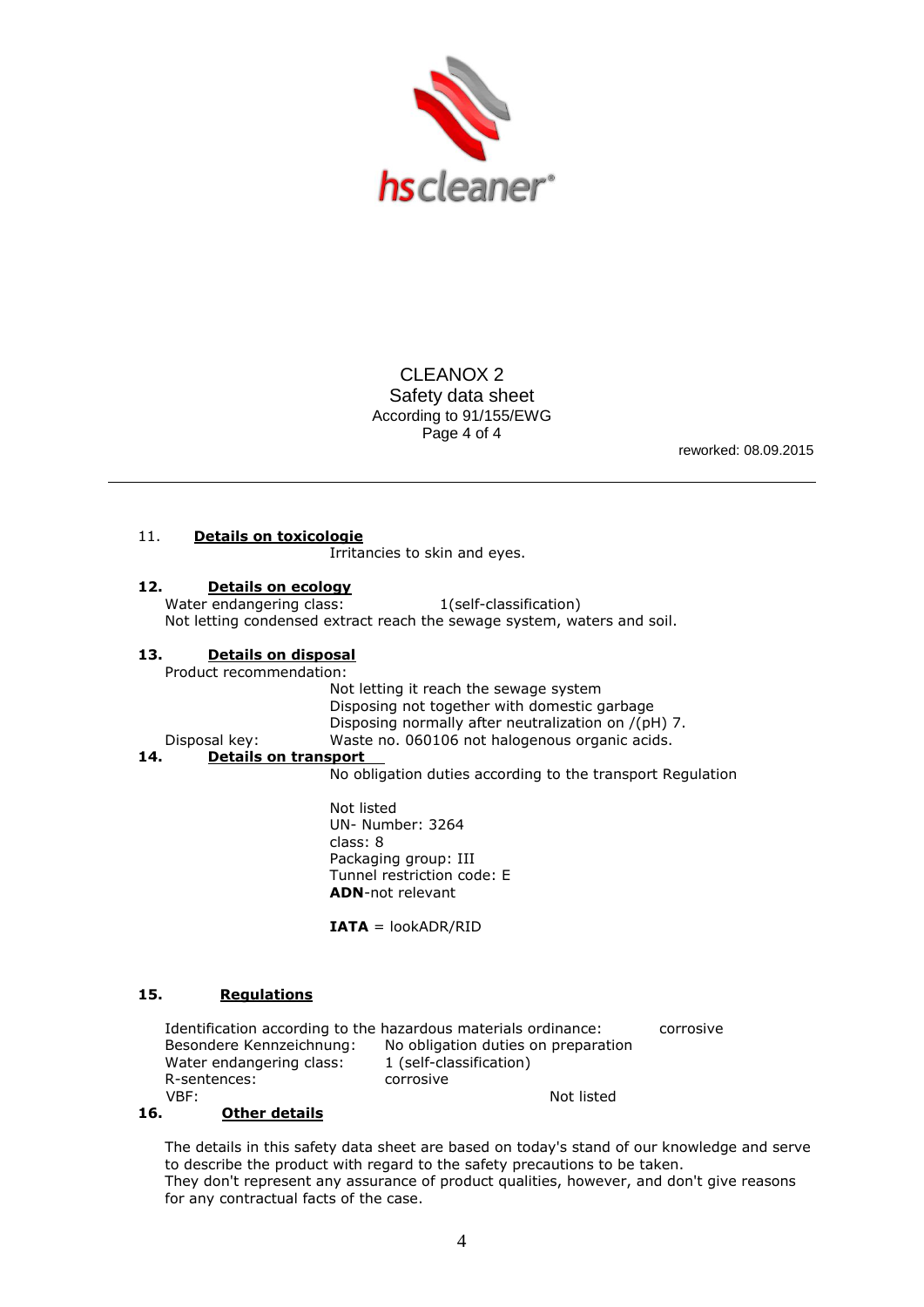CLEANOX 2
Safety data sheet
According to 91/155/EWG

reworked: 08.09.2015

---

## 11. Details on toxicologie

Irritancies to skin and eyes.

## 12. Details on ecology

Water endangering class: 1(self-classification)
Not letting condensed extract reach the sewage system, waters and soil.

## 13. Details on disposal

Product recommendation:

Not letting it reach the sewage system
Disposing not together with domestic garbage
Disposing normally after neutralization on /(pH) 7.

Disposal key: Waste no. 060106 not halogenous organic acids.

## 14. Details on transport

No obligation duties according to the transport Regulation

Not listed
UN- Number: 3264
class: 8
Packaging group: III
Tunnel restriction code: E
**ADN**-not relevant

**IATA** = lookADR/RID

## 15. Regulations

Identification according to the hazardous materials ordinance: corrosive

| | |
|---|---|
| Besondere Kennzeichnung: | No obligation duties on preparation |
| Water endangering class: | 1 (self-classification) |
| R-sentences: | corrosive |
| VBF: | Not listed |

## 16. Other details

The details in this safety data sheet are based on today's stand of our knowledge and serve to describe the product with regard to the safety precautions to be taken.
They don't represent any assurance of product qualities, however, and don't give reasons for any contractual facts of the case.